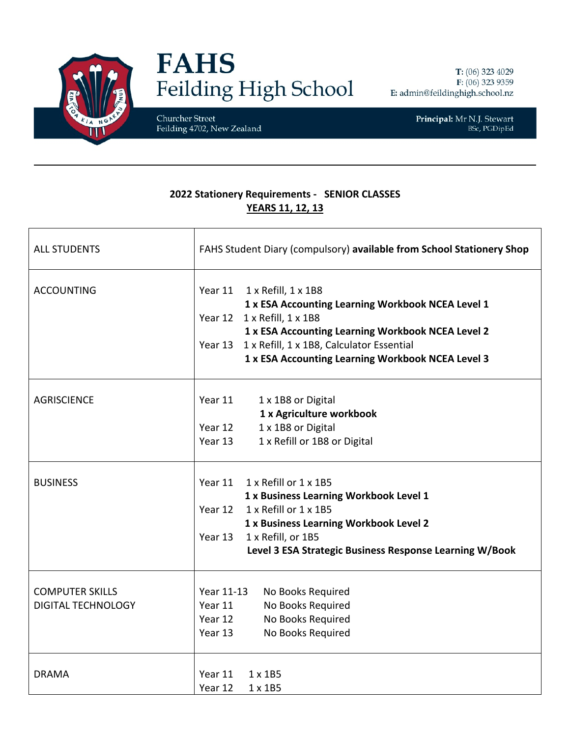# FAHS
## Feilding High School

Churcher Street
Feilding 4702, New Zealand

**T:** (06) 323 4029
**F:** (06) 323 9359
**E:** admin@feildinghigh.school.nz

**Principal:** Mr N.J. Stewart
BSc, PGDipEd

---

**2022 Stationery Requirements - SENIOR CLASSES**
**YEARS 11, 12, 13**

| | |
|---|---|
| ALL STUDENTS | FAHS Student Diary (compulsory) **available from School Stationery Shop** |
| ACCOUNTING | Year 11 1 x Refill, 1 x 1B8<br>**1 x ESA Accounting Learning Workbook NCEA Level 1**<br>Year 12 1 x Refill, 1 x 1B8<br>**1 x ESA Accounting Learning Workbook NCEA Level 2**<br>Year 13 1 x Refill, 1 x 1B8, Calculator Essential<br>**1 x ESA Accounting Learning Workbook NCEA Level 3** |
| AGRISCIENCE | Year 11 1 x 1B8 or Digital<br>**1 x Agriculture workbook**<br>Year 12 1 x 1B8 or Digital<br>Year 13 1 x Refill or 1B8 or Digital |
| BUSINESS | Year 11 1 x Refill or 1 x 1B5<br>**1 x Business Learning Workbook Level 1**<br>Year 12 1 x Refill or 1 x 1B5<br>**1 x Business Learning Workbook Level 2**<br>Year 13 1 x Refill, or 1B5<br>**Level 3 ESA Strategic Business Response Learning W/Book** |
| COMPUTER SKILLS<br>DIGITAL TECHNOLOGY | Year 11-13 No Books Required<br>Year 11 No Books Required<br>Year 12 No Books Required<br>Year 13 No Books Required |
| DRAMA | Year 11 1 x 1B5<br>Year 12 1 x 1B5 |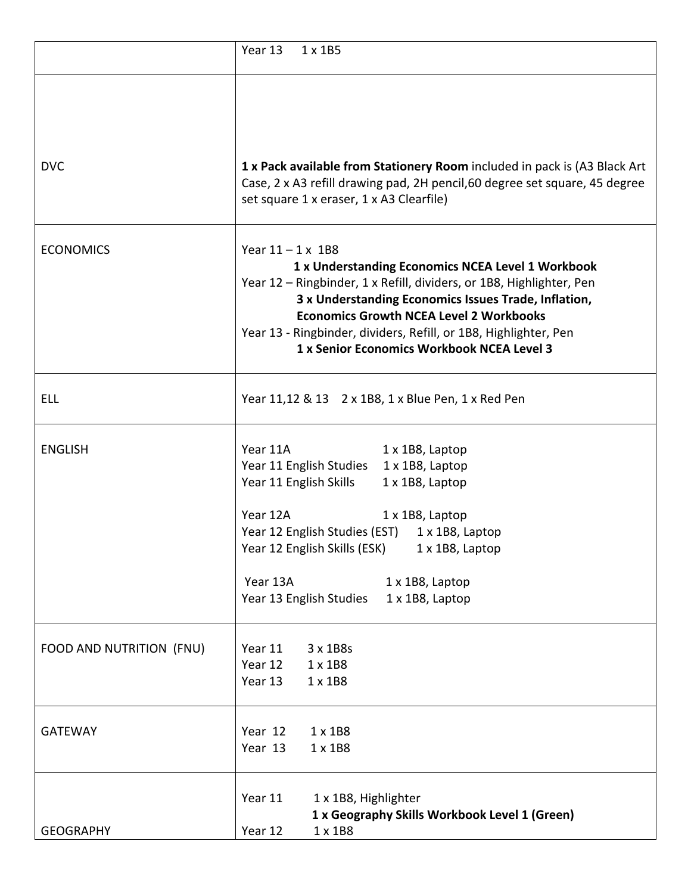| | |
|---|---|
| | Year 13 1 x 1B5 |
| DVC | **1 x Pack available from Stationery Room** included in pack is (A3 Black Art Case, 2 x A3 refill drawing pad, 2H pencil,60 degree set square, 45 degree set square 1 x eraser, 1 x A3 Clearfile) |
| ECONOMICS | Year 11 – 1 x 1B8<br>**1 x Understanding Economics NCEA Level 1 Workbook**<br>Year 12 – Ringbinder, 1 x Refill, dividers, or 1B8, Highlighter, Pen<br>**3 x Understanding Economics Issues Trade, Inflation, Economics Growth NCEA Level 2 Workbooks**<br>Year 13 - Ringbinder, dividers, Refill, or 1B8, Highlighter, Pen<br>**1 x Senior Economics Workbook NCEA Level 3** |
| ELL | Year 11,12 & 13 2 x 1B8, 1 x Blue Pen, 1 x Red Pen |
| ENGLISH | Year 11A 1 x 1B8, Laptop<br>Year 11 English Studies 1 x 1B8, Laptop<br>Year 11 English Skills 1 x 1B8, Laptop<br><br>Year 12A 1 x 1B8, Laptop<br>Year 12 English Studies (EST) 1 x 1B8, Laptop<br>Year 12 English Skills (ESK) 1 x 1B8, Laptop<br><br>Year 13A 1 x 1B8, Laptop<br>Year 13 English Studies 1 x 1B8, Laptop |
| FOOD AND NUTRITION (FNU) | Year 11 3 x 1B8s<br>Year 12 1 x 1B8<br>Year 13 1 x 1B8 |
| GATEWAY | Year 12 1 x 1B8<br>Year 13 1 x 1B8 |
| GEOGRAPHY | Year 11 1 x 1B8, Highlighter<br>**1 x Geography Skills Workbook Level 1 (Green)**<br>Year 12 1 x 1B8 |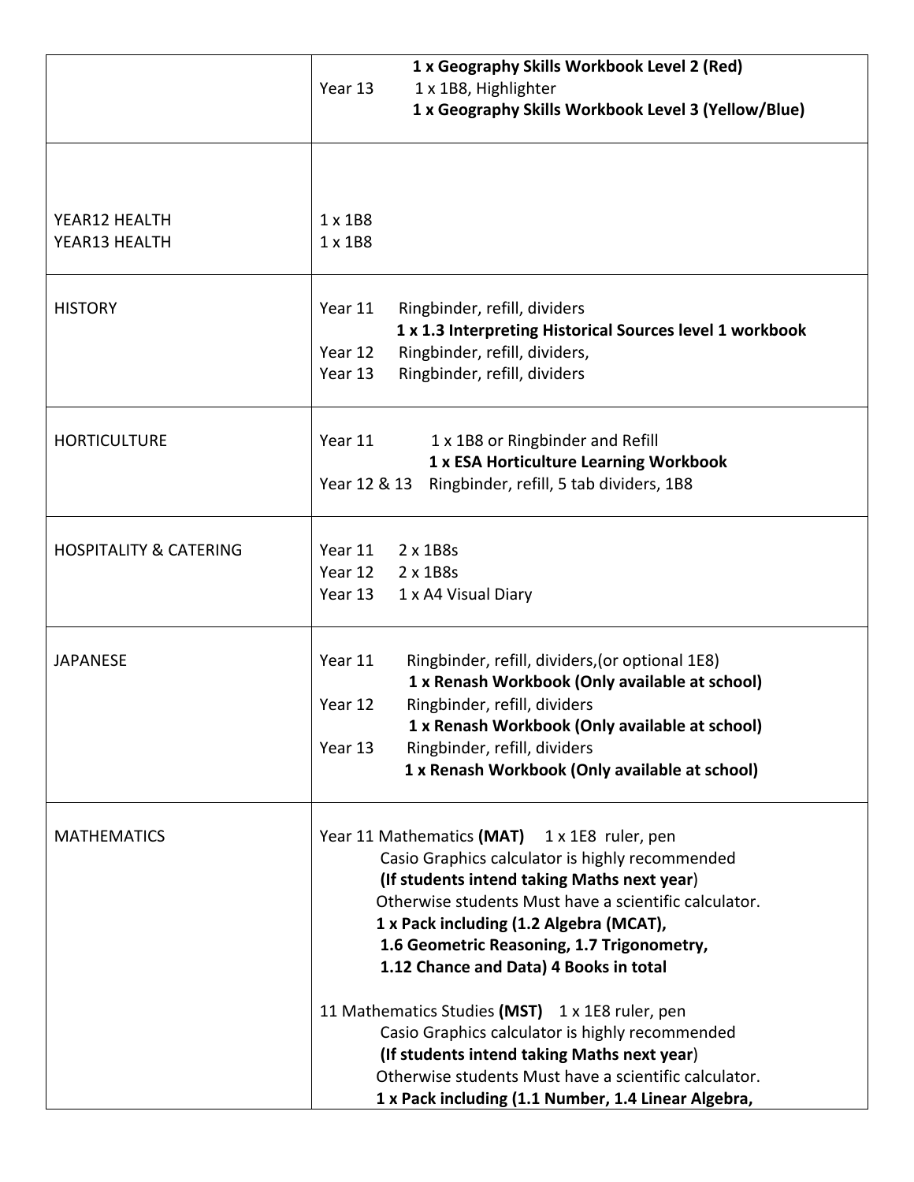| | |
|---|---|
| | **1 x Geography Skills Workbook Level 2 (Red)**<br>Year 13 1 x 1B8, Highlighter<br>**1 x Geography Skills Workbook Level 3 (Yellow/Blue)** |
| YEAR12 HEALTH<br>YEAR13 HEALTH | 1 x 1B8<br>1 x 1B8 |
| HISTORY | Year 11 Ringbinder, refill, dividers<br>**1 x 1.3 Interpreting Historical Sources level 1 workbook**<br>Year 12 Ringbinder, refill, dividers,<br>Year 13 Ringbinder, refill, dividers |
| HORTICULTURE | Year 11 1 x 1B8 or Ringbinder and Refill<br>**1 x ESA Horticulture Learning Workbook**<br>Year 12 & 13 Ringbinder, refill, 5 tab dividers, 1B8 |
| HOSPITALITY & CATERING | Year 11 2 x 1B8s<br>Year 12 2 x 1B8s<br>Year 13 1 x A4 Visual Diary |
| JAPANESE | Year 11 Ringbinder, refill, dividers,(or optional 1E8)<br>**1 x Renash Workbook (Only available at school)**<br>Year 12 Ringbinder, refill, dividers<br>**1 x Renash Workbook (Only available at school)**<br>Year 13 Ringbinder, refill, dividers<br>**1 x Renash Workbook (Only available at school)** |
| MATHEMATICS | Year 11 Mathematics **(MAT)** 1 x 1E8 ruler, pen<br>Casio Graphics calculator is highly recommended<br>**(If students intend taking Maths next year**)<br>Otherwise students Must have a scientific calculator.<br>**1 x Pack including (1.2 Algebra (MCAT),**<br>**1.6 Geometric Reasoning, 1.7 Trigonometry,**<br>**1.12 Chance and Data) 4 Books in total**<br><br>11 Mathematics Studies **(MST)** 1 x 1E8 ruler, pen<br>Casio Graphics calculator is highly recommended<br>**(If students intend taking Maths next year**)<br>Otherwise students Must have a scientific calculator.<br>**1 x Pack including (1.1 Number, 1.4 Linear Algebra,** |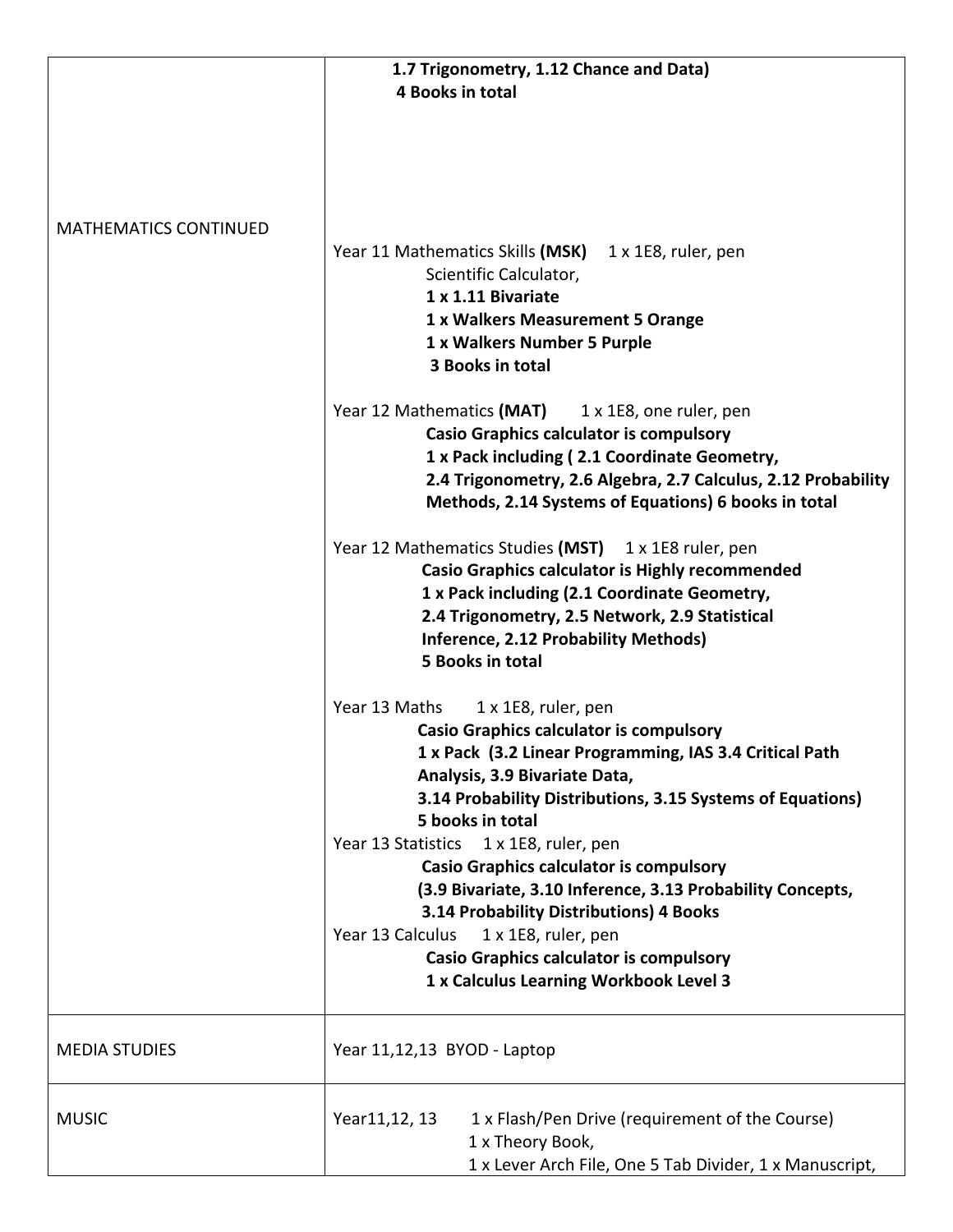| | |
|---|---|
| | **1.7 Trigonometry, 1.12 Chance and Data)**<br>**4 Books in total** |
| MATHEMATICS CONTINUED | Year 11 Mathematics Skills **(MSK)** 1 x 1E8, ruler, pen<br>Scientific Calculator,<br>**1 x 1.11 Bivariate**<br>**1 x Walkers Measurement 5 Orange**<br>**1 x Walkers Number 5 Purple**<br>**3 Books in total**<br><br>Year 12 Mathematics **(MAT)** 1 x 1E8, one ruler, pen<br>**Casio Graphics calculator is compulsory**<br>**1 x Pack including ( 2.1 Coordinate Geometry,**<br>**2.4 Trigonometry, 2.6 Algebra, 2.7 Calculus, 2.12 Probability Methods, 2.14 Systems of Equations) 6 books in total**<br><br>Year 12 Mathematics Studies **(MST)** 1 x 1E8 ruler, pen<br>**Casio Graphics calculator is Highly recommended**<br>**1 x Pack including (2.1 Coordinate Geometry,**<br>**2.4 Trigonometry, 2.5 Network, 2.9 Statistical Inference, 2.12 Probability Methods)**<br>**5 Books in total**<br><br>Year 13 Maths 1 x 1E8, ruler, pen<br>**Casio Graphics calculator is compulsory**<br>**1 x Pack (3.2 Linear Programming, IAS 3.4 Critical Path Analysis, 3.9 Bivariate Data,**<br>**3.14 Probability Distributions, 3.15 Systems of Equations)**<br>**5 books in total**<br>Year 13 Statistics 1 x 1E8, ruler, pen<br>**Casio Graphics calculator is compulsory**<br>**(3.9 Bivariate, 3.10 Inference, 3.13 Probability Concepts,**<br>**3.14 Probability Distributions) 4 Books**<br>Year 13 Calculus 1 x 1E8, ruler, pen<br>**Casio Graphics calculator is compulsory**<br>**1 x Calculus Learning Workbook Level 3** |
| MEDIA STUDIES | Year 11,12,13 BYOD - Laptop |
| MUSIC | Year11,12, 13 1 x Flash/Pen Drive (requirement of the Course)<br>1 x Theory Book,<br>1 x Lever Arch File, One 5 Tab Divider, 1 x Manuscript, |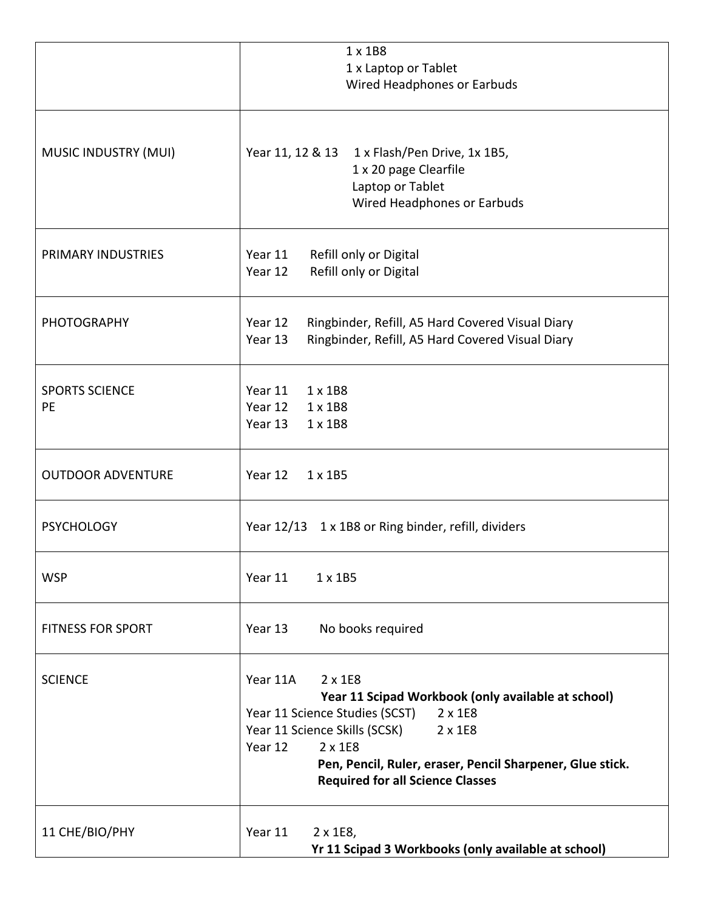| | |
|---|---|
| | 1 x 1B8<br>1 x Laptop or Tablet<br>Wired Headphones or Earbuds |
| MUSIC INDUSTRY (MUI) | Year 11, 12 & 13 1 x Flash/Pen Drive, 1x 1B5,<br>1 x 20 page Clearfile<br>Laptop or Tablet<br>Wired Headphones or Earbuds |
| PRIMARY INDUSTRIES | Year 11 Refill only or Digital<br>Year 12 Refill only or Digital |
| PHOTOGRAPHY | Year 12 Ringbinder, Refill, A5 Hard Covered Visual Diary<br>Year 13 Ringbinder, Refill, A5 Hard Covered Visual Diary |
| SPORTS SCIENCE<br>PE | Year 11 1 x 1B8<br>Year 12 1 x 1B8<br>Year 13 1 x 1B8 |
| OUTDOOR ADVENTURE | Year 12 1 x 1B5 |
| PSYCHOLOGY | Year 12/13 1 x 1B8 or Ring binder, refill, dividers |
| WSP | Year 11 1 x 1B5 |
| FITNESS FOR SPORT | Year 13 No books required |
| SCIENCE | Year 11A 2 x 1E8<br>**Year 11 Scipad Workbook (only available at school)**<br>Year 11 Science Studies (SCST) 2 x 1E8<br>Year 11 Science Skills (SCSK) 2 x 1E8<br>Year 12 2 x 1E8<br>**Pen, Pencil, Ruler, eraser, Pencil Sharpener, Glue stick.**<br>**Required for all Science Classes** |
| 11 CHE/BIO/PHY | Year 11 2 x 1E8,<br>**Yr 11 Scipad 3 Workbooks (only available at school)** |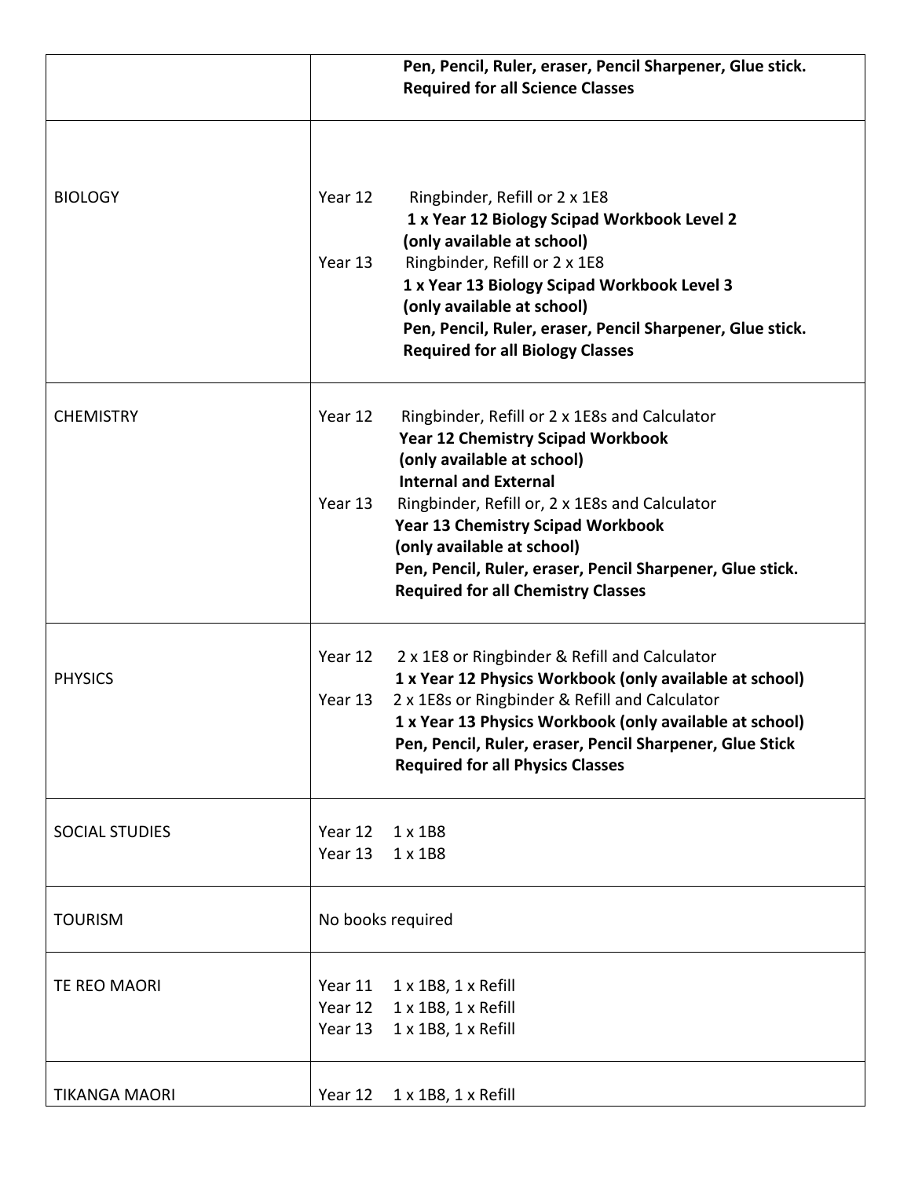| | |
|---|---|
| | **Pen, Pencil, Ruler, eraser, Pencil Sharpener, Glue stick.**<br>**Required for all Science Classes** |
| BIOLOGY | Year 12 Ringbinder, Refill or 2 x 1E8<br>**1 x Year 12 Biology Scipad Workbook Level 2**<br>**(only available at school)**<br>Year 13 Ringbinder, Refill or 2 x 1E8<br>**1 x Year 13 Biology Scipad Workbook Level 3**<br>**(only available at school)**<br>**Pen, Pencil, Ruler, eraser, Pencil Sharpener, Glue stick.**<br>**Required for all Biology Classes** |
| CHEMISTRY | Year 12 Ringbinder, Refill or 2 x 1E8s and Calculator<br>**Year 12 Chemistry Scipad Workbook**<br>**(only available at school)**<br>**Internal and External**<br>Year 13 Ringbinder, Refill or, 2 x 1E8s and Calculator<br>**Year 13 Chemistry Scipad Workbook**<br>**(only available at school)**<br>**Pen, Pencil, Ruler, eraser, Pencil Sharpener, Glue stick.**<br>**Required for all Chemistry Classes** |
| PHYSICS | Year 12 2 x 1E8 or Ringbinder & Refill and Calculator<br>**1 x Year 12 Physics Workbook (only available at school)**<br>Year 13 2 x 1E8s or Ringbinder & Refill and Calculator<br>**1 x Year 13 Physics Workbook (only available at school)**<br>**Pen, Pencil, Ruler, eraser, Pencil Sharpener, Glue Stick**<br>**Required for all Physics Classes** |
| SOCIAL STUDIES | Year 12 1 x 1B8<br>Year 13 1 x 1B8 |
| TOURISM | No books required |
| TE REO MAORI | Year 11 1 x 1B8, 1 x Refill<br>Year 12 1 x 1B8, 1 x Refill<br>Year 13 1 x 1B8, 1 x Refill |
| TIKANGA MAORI | Year 12 1 x 1B8, 1 x Refill |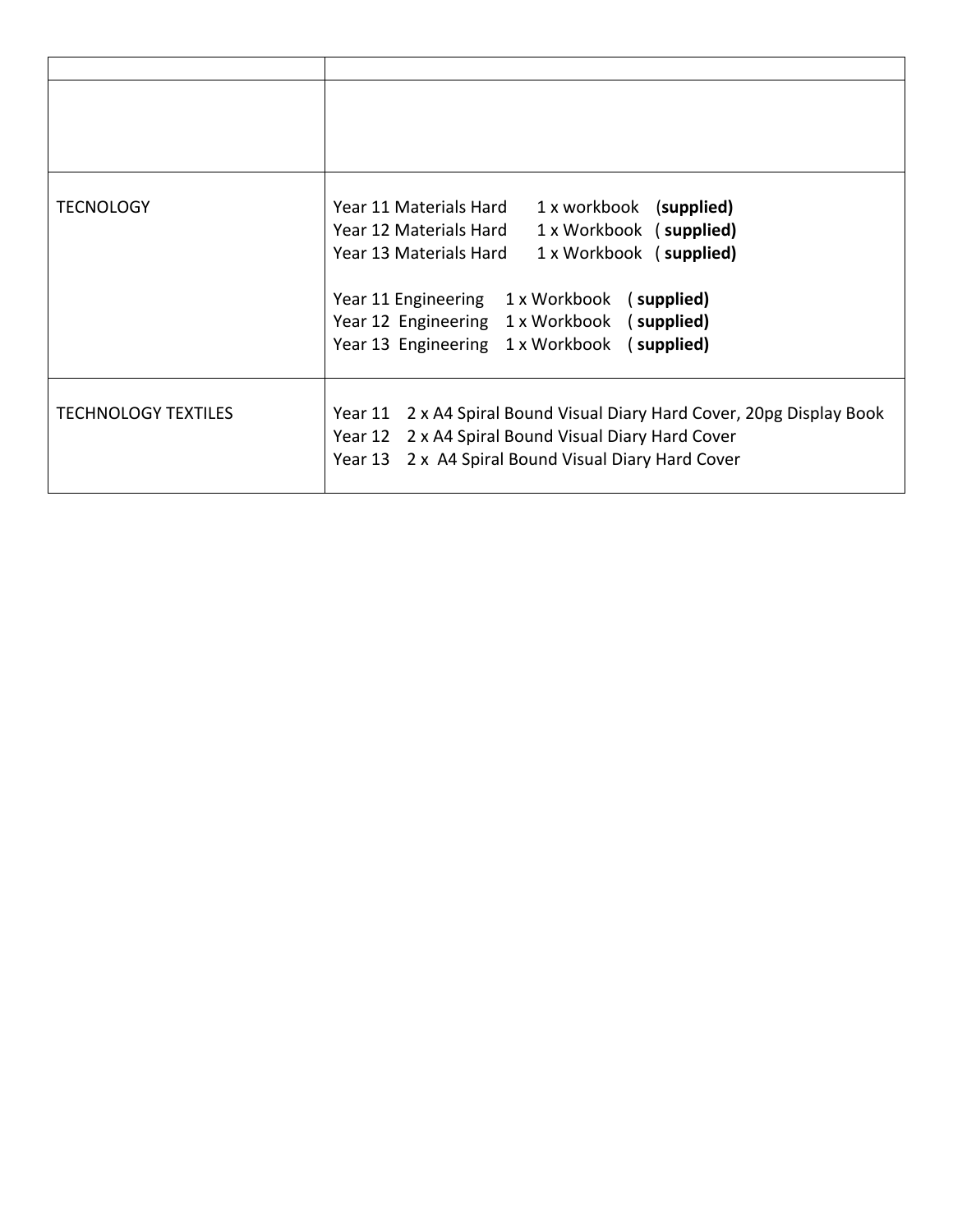| | |
|---|---|
| | |
| TECNOLOGY | Year 11 Materials Hard 1 x workbook (**supplied)**<br>Year 12 Materials Hard 1 x Workbook ( **supplied)**<br>Year 13 Materials Hard 1 x Workbook ( **supplied)**<br><br>Year 11 Engineering 1 x Workbook ( **supplied)**<br>Year 12 Engineering 1 x Workbook ( **supplied)**<br>Year 13 Engineering 1 x Workbook ( **supplied)** |
| TECHNOLOGY TEXTILES | Year 11 2 x A4 Spiral Bound Visual Diary Hard Cover, 20pg Display Book<br>Year 12 2 x A4 Spiral Bound Visual Diary Hard Cover<br>Year 13 2 x A4 Spiral Bound Visual Diary Hard Cover |